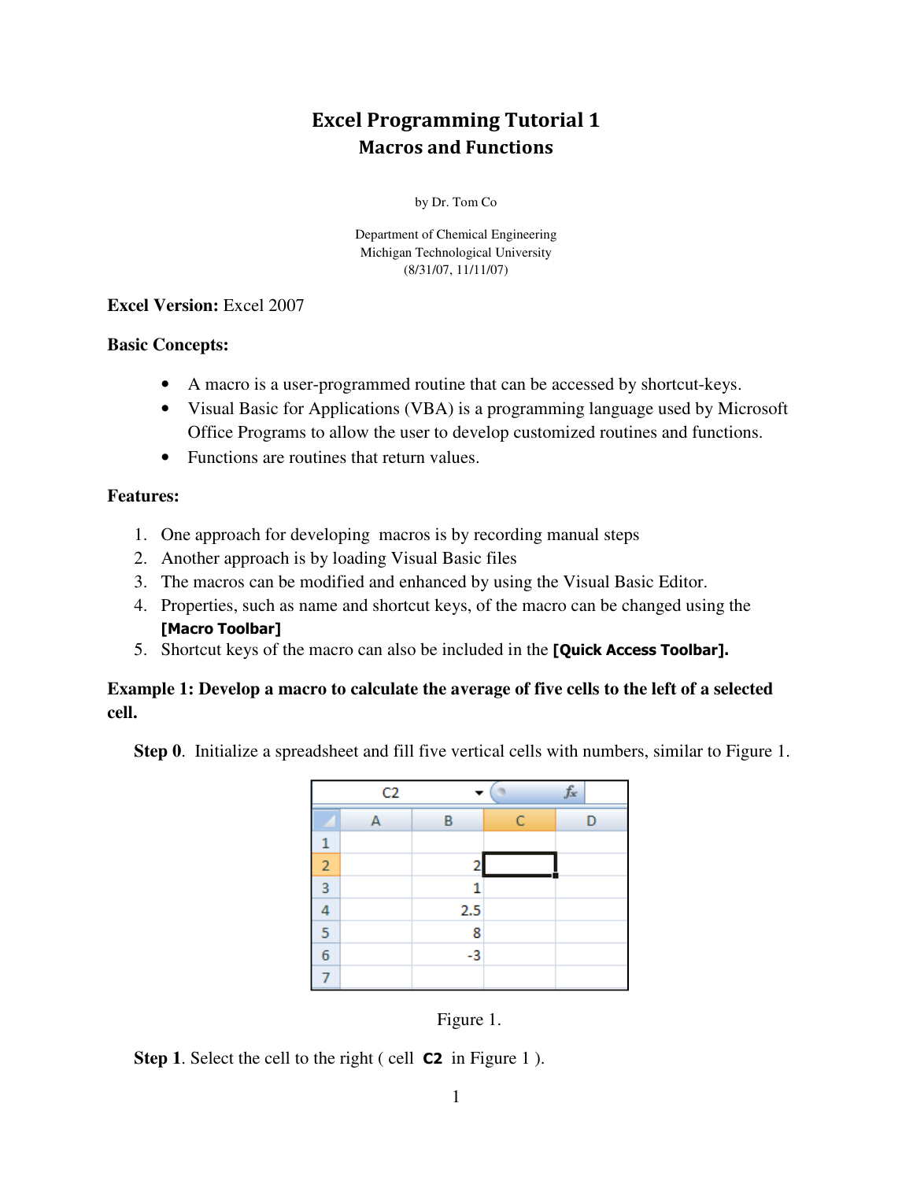# Excel Programming Tutorial 1
## Macros and Functions

by Dr. Tom Co

Department of Chemical Engineering
Michigan Technological University
(8/31/07, 11/11/07)

**Excel Version:** Excel 2007

**Basic Concepts:**

- A macro is a user-programmed routine that can be accessed by shortcut-keys.
- Visual Basic for Applications (VBA) is a programming language used by Microsoft Office Programs to allow the user to develop customized routines and functions.
- Functions are routines that return values.

**Features:**

1. One approach for developing macros is by recording manual steps
2. Another approach is by loading Visual Basic files
3. The macros can be modified and enhanced by using the Visual Basic Editor.
4. Properties, such as name and shortcut keys, of the macro can be changed using the **[Macro Toolbar]**
5. Shortcut keys of the macro can also be included in the **[Quick Access Toolbar].**

**Example 1: Develop a macro to calculate the average of five cells to the left of a selected cell.**

**Step 0**. Initialize a spreadsheet and fill five vertical cells with numbers, similar to Figure 1.

C2

| | A | B | C | D |
|---|---|---|---|---|
| 1 | | | | |
| 2 | | 2 | | |
| 3 | | 1 | | |
| 4 | | 2.5 | | |
| 5 | | 8 | | |
| 6 | | -3 | | |
| 7 | | | | |

Figure 1.

**Step 1**. Select the cell to the right ( cell **C2** in Figure 1 ).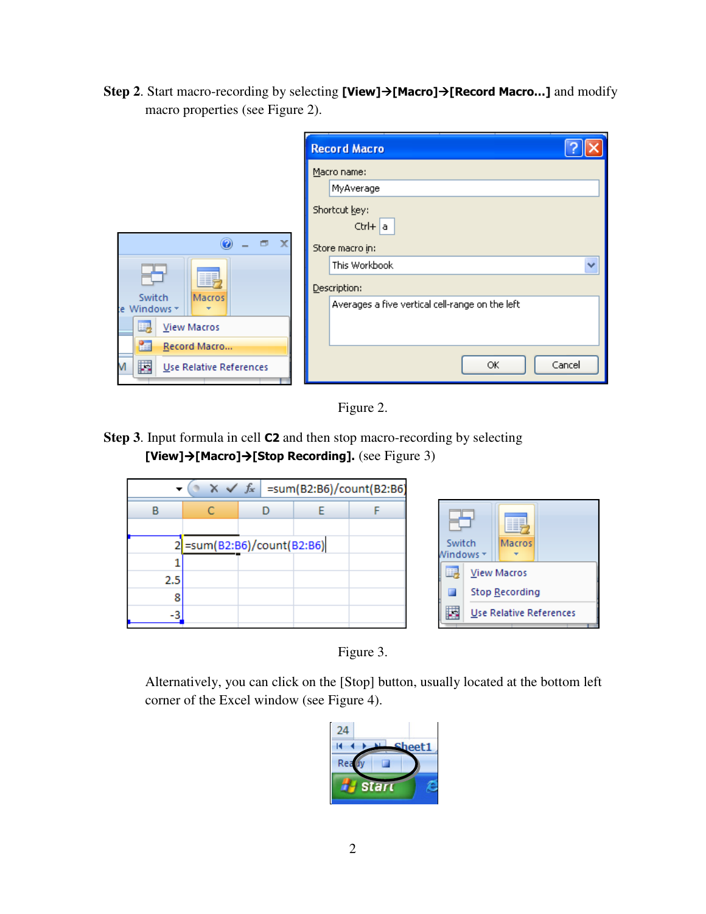**Step 2**. Start macro-recording by selecting **[View]→[Macro]→[Record Macro...]** and modify macro properties (see Figure 2).

Figure 2.

**Step 3**. Input formula in cell **C2** and then stop macro-recording by selecting **[View]→[Macro]→[Stop Recording].** (see Figure 3)

Figure 3.

Alternatively, you can click on the [Stop] button, usually located at the bottom left corner of the Excel window (see Figure 4).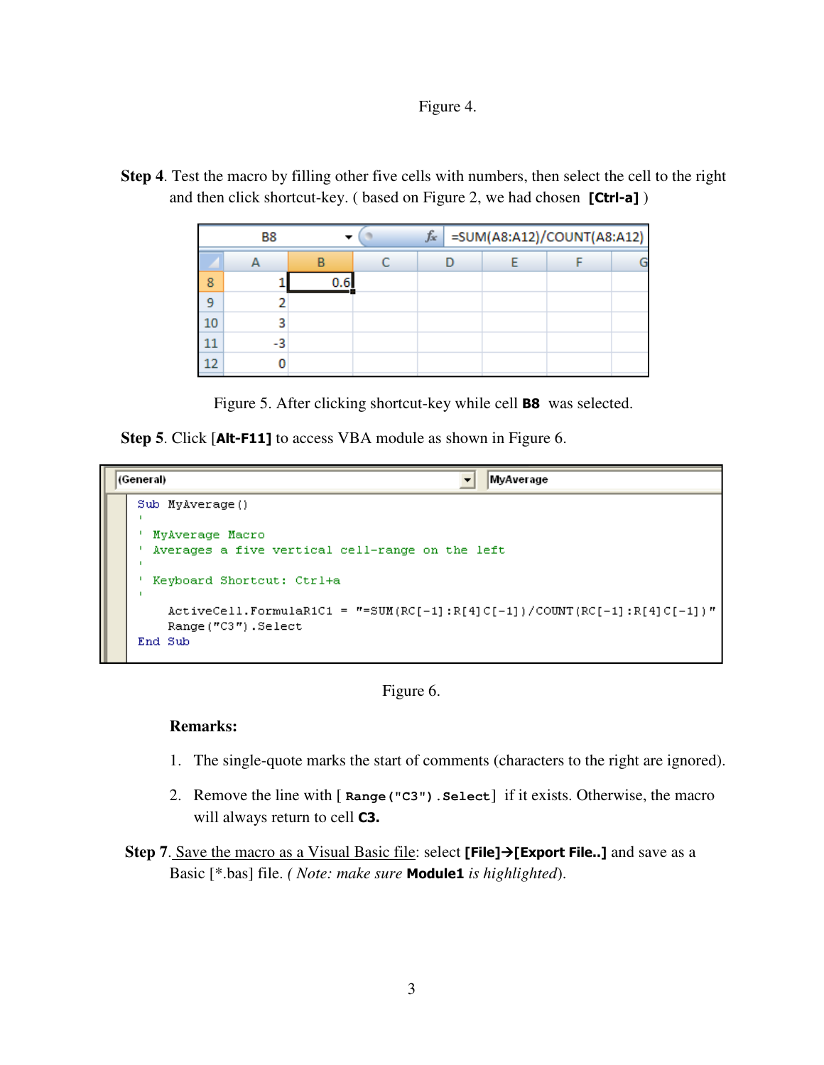Figure 4.

**Step 4**. Test the macro by filling other five cells with numbers, then select the cell to the right and then click shortcut-key. ( based on Figure 2, we had chosen **[Ctrl-a]** )

B8 =SUM(A8:A12)/COUNT(A8:A12)

| | A | B | C | D | E | F | G |
|---|---|---|---|---|---|---|---|
| 8 | 1 | 0.6 | | | | | |
| 9 | 2 | | | | | | |
| 10 | 3 | | | | | | |
| 11 | -3 | | | | | | |
| 12 | 0 | | | | | | |

Figure 5. After clicking shortcut-key while cell **B8** was selected.

**Step 5**. Click **[Alt-F11]** to access VBA module as shown in Figure 6.

(General) MyAverage

```
Sub MyAverage()
'
' MyAverage Macro
' Averages a five vertical cell-range on the left
'
' Keyboard Shortcut: Ctrl+a
'
    ActiveCell.FormulaR1C1 = "=SUM(RC[-1]:R[4]C[-1])/COUNT(RC[-1]:R[4]C[-1])"
    Range("C3").Select
End Sub
```

Figure 6.

**Remarks:**

1. The single-quote marks the start of comments (characters to the right are ignored).
2. Remove the line with [ `Range("C3").Select`] if it exists. Otherwise, the macro will always return to cell **C3.**

**Step 7**. Save the macro as a Visual Basic file: select **[File]→[Export File..]** and save as a Basic [*.bas] file. *( Note: make sure* **Module1** *is highlighted*).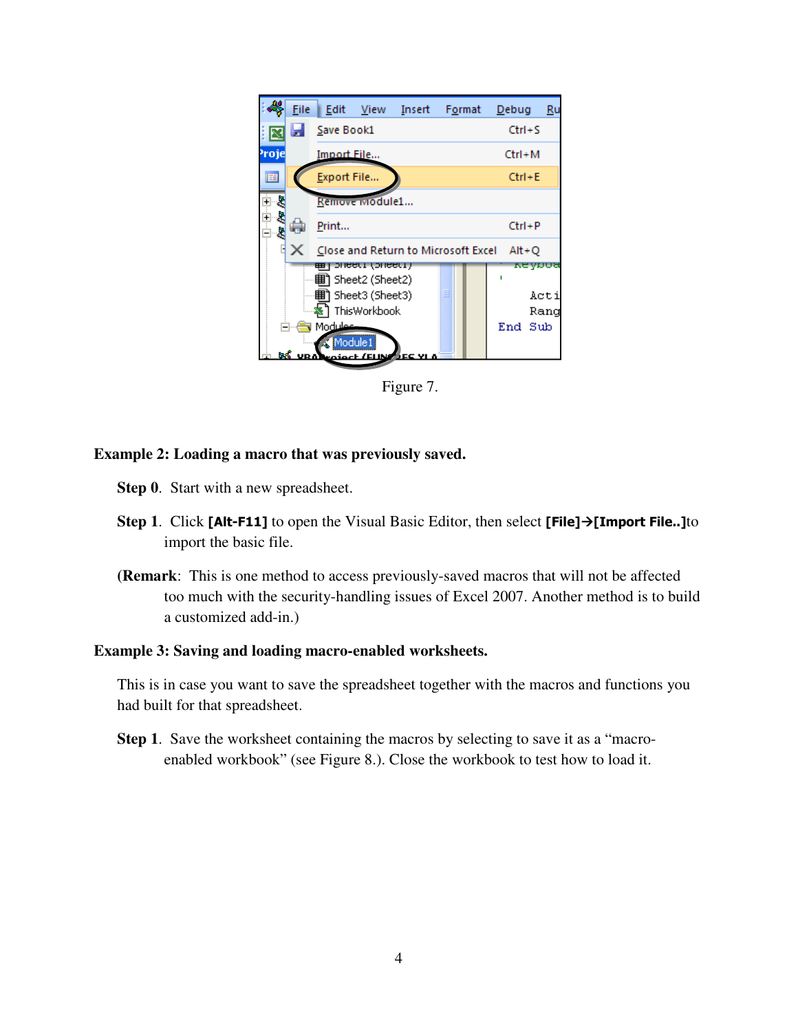Figure 7.

**Example 2: Loading a macro that was previously saved.**

**Step 0**. Start with a new spreadsheet.

**Step 1**. Click **[Alt-F11]** to open the Visual Basic Editor, then select **[File]→[Import File..]**to import the basic file.

**(Remark**: This is one method to access previously-saved macros that will not be affected too much with the security-handling issues of Excel 2007. Another method is to build a customized add-in.)

**Example 3: Saving and loading macro-enabled worksheets.**

This is in case you want to save the spreadsheet together with the macros and functions you had built for that spreadsheet.

**Step 1**. Save the worksheet containing the macros by selecting to save it as a "macro-enabled workbook" (see Figure 8.). Close the workbook to test how to load it.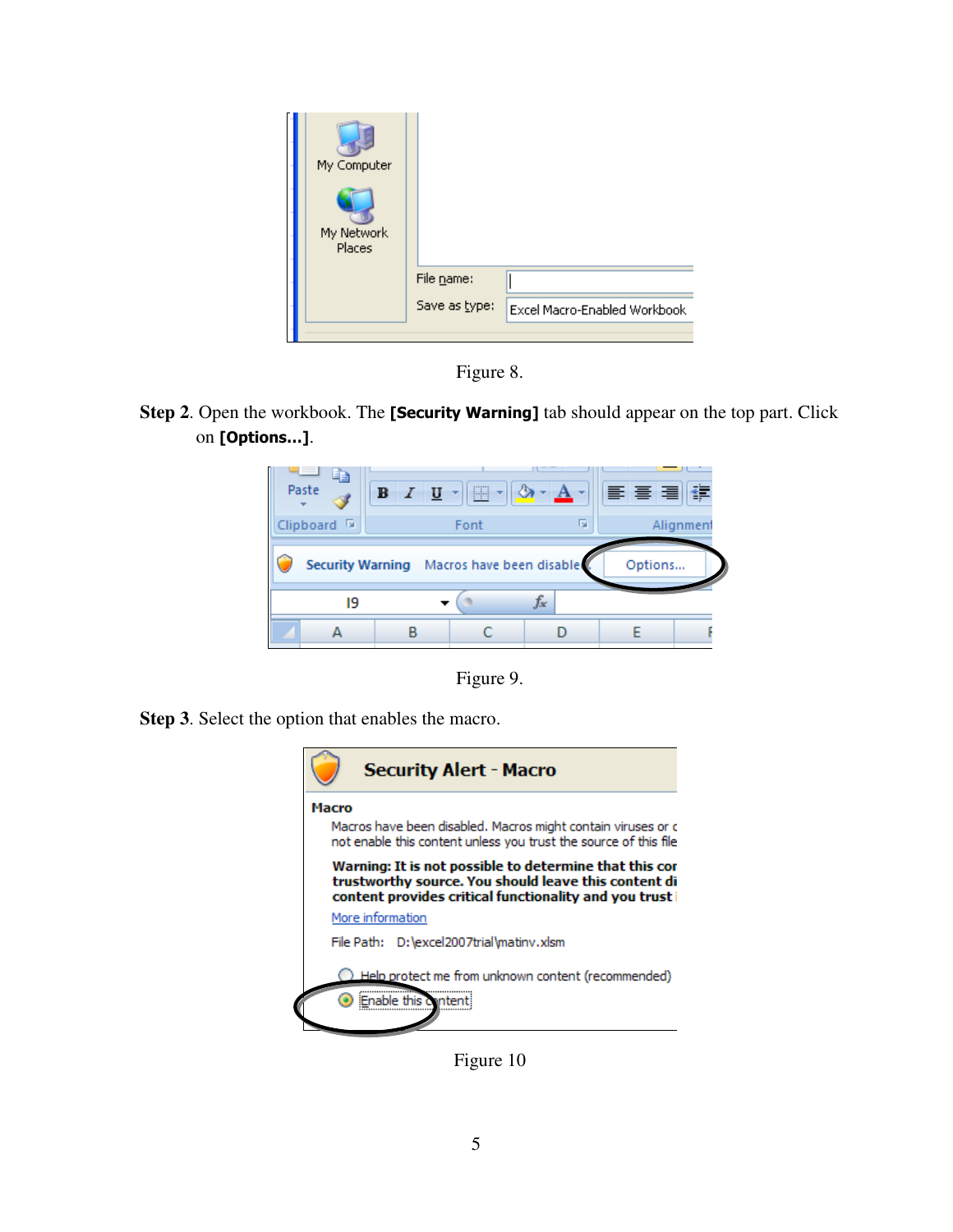Figure 8.

**Step 2**. Open the workbook. The **[Security Warning]** tab should appear on the top part. Click on **[Options…]**.

Figure 9.

**Step 3**. Select the option that enables the macro.

Figure 10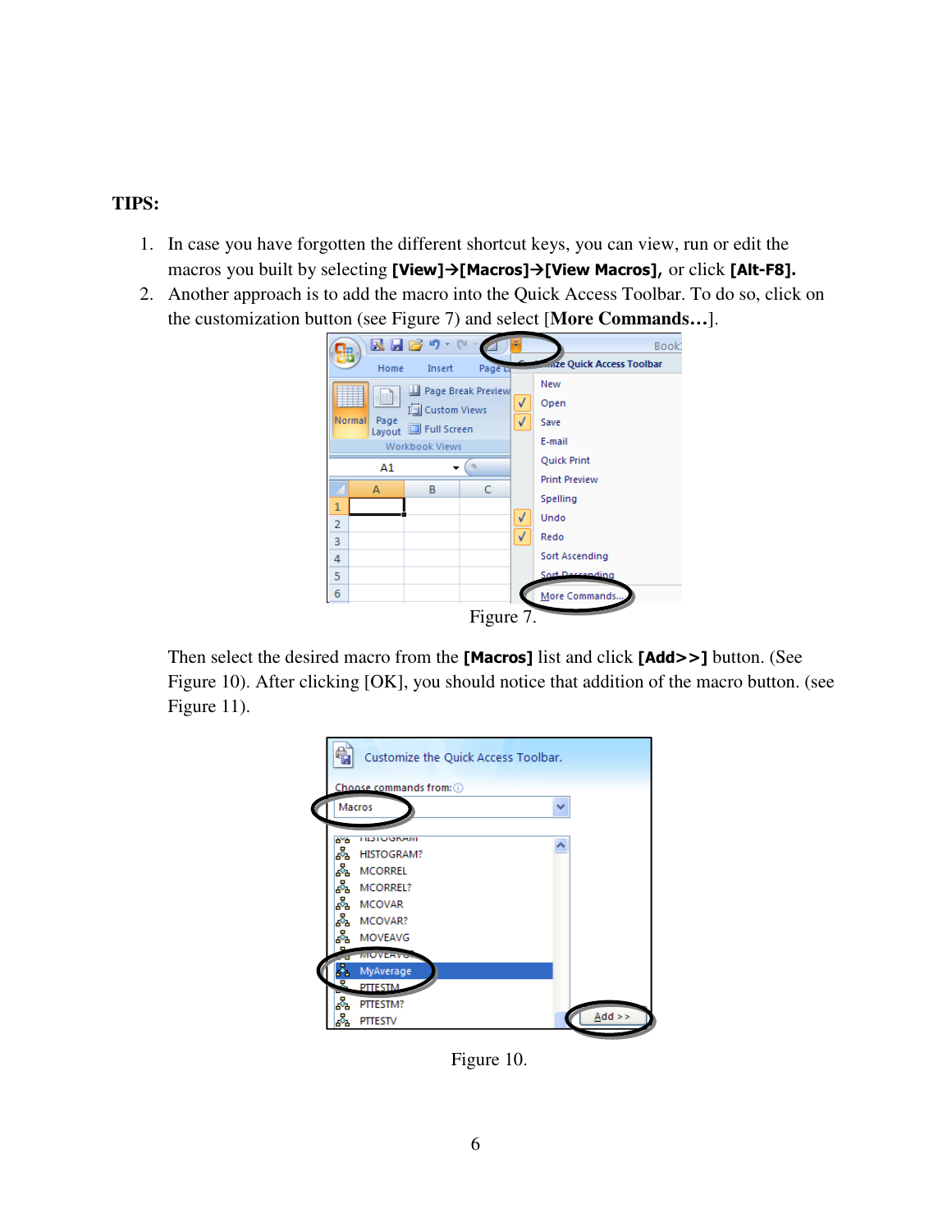**TIPS:**

1. In case you have forgotten the different shortcut keys, you can view, run or edit the macros you built by selecting **[View]→[Macros]→[View Macros]**, or click **[Alt-F8].**
2. Another approach is to add the macro into the Quick Access Toolbar. To do so, click on the customization button (see Figure 7) and select [**More Commands…**].

Figure 7.

Then select the desired macro from the **[Macros]** list and click **[Add>>]** button. (See Figure 10). After clicking [OK], you should notice that addition of the macro button. (see Figure 11).

Figure 10.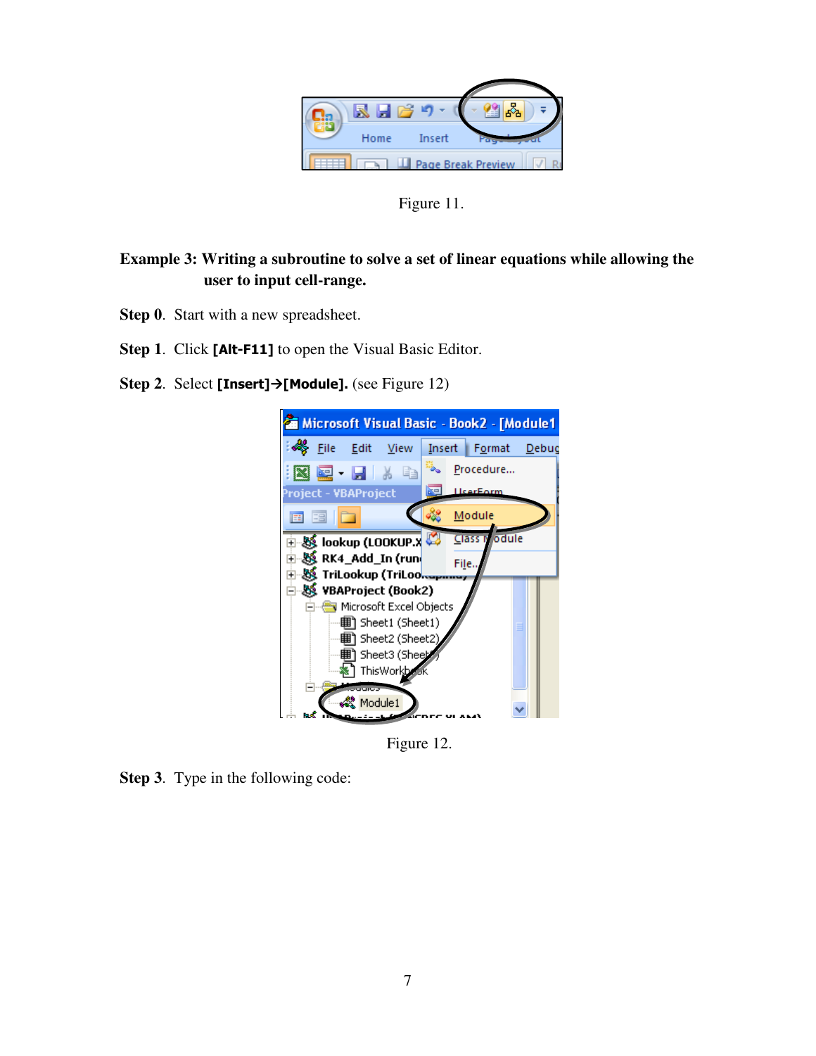Figure 11.

**Example 3: Writing a subroutine to solve a set of linear equations while allowing the user to input cell-range.**

**Step 0**. Start with a new spreadsheet.

**Step 1**. Click **[Alt-F11]** to open the Visual Basic Editor.

**Step 2**. Select **[Insert]→[Module].** (see Figure 12)

Figure 12.

**Step 3**. Type in the following code: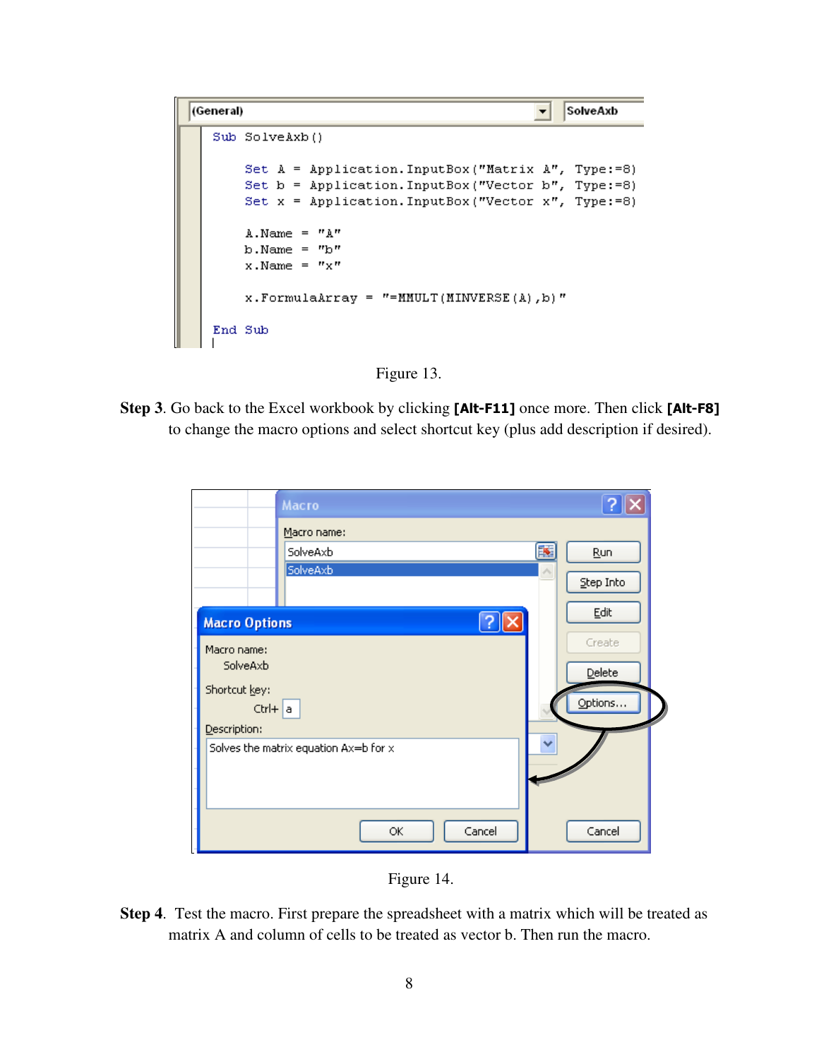```
Sub SolveAxb()

    Set A = Application.InputBox("Matrix A", Type:=8)
    Set b = Application.InputBox("Vector b", Type:=8)
    Set x = Application.InputBox("Vector x", Type:=8)

    A.Name = "A"
    b.Name = "b"
    x.Name = "x"

    x.FormulaArray = "=MMULT(MINVERSE(A),b)"

End Sub
```

Figure 13.

**Step 3**. Go back to the Excel workbook by clicking **[Alt-F11]** once more. Then click **[Alt-F8]** to change the macro options and select shortcut key (plus add description if desired).

Figure 14.

**Step 4**. Test the macro. First prepare the spreadsheet with a matrix which will be treated as matrix A and column of cells to be treated as vector b. Then run the macro.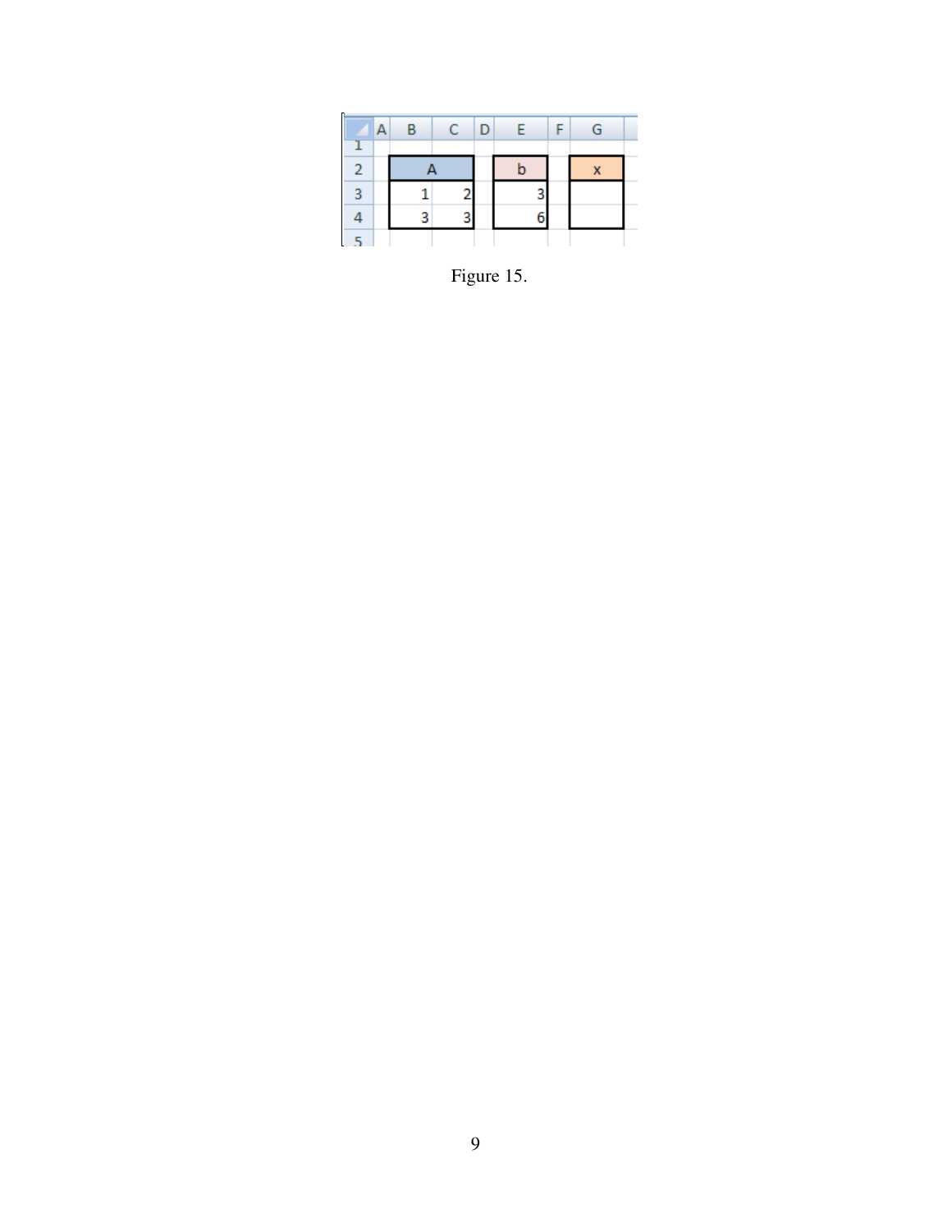| | A | B | C | D | E | F | G |
|---|---|---|---|---|---|---|---|
| 1 | | | | | | | |
| 2 | | A | | | b | | x |
| 3 | | 1 | 2 | | 3 | | |
| 4 | | 3 | 3 | | 6 | | |
| 5 | | | | | | | |

Figure 15.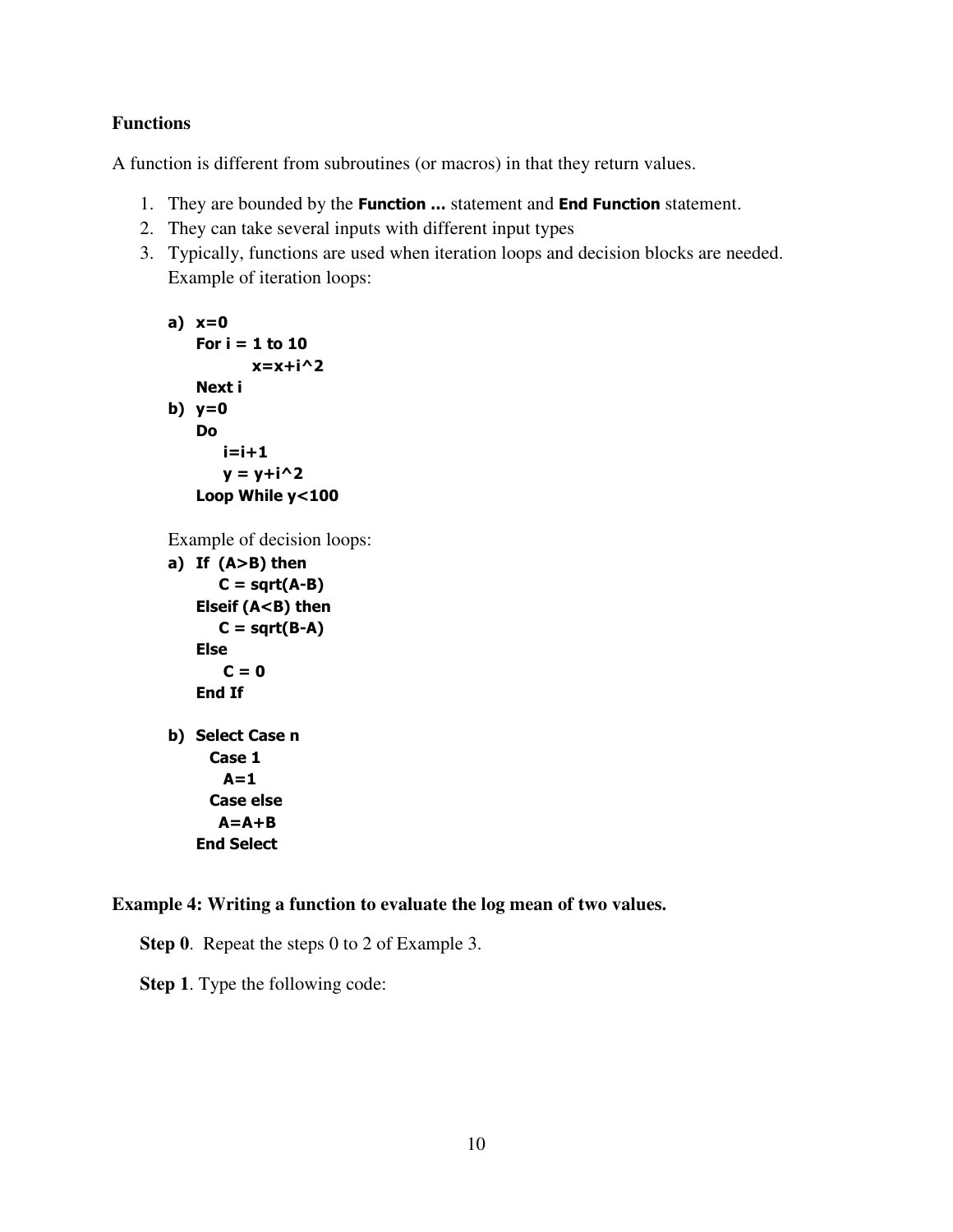**Functions**

A function is different from subroutines (or macros) in that they return values.

1. They are bounded by the **Function …** statement and **End Function** statement.
2. They can take several inputs with different input types
3. Typically, functions are used when iteration loops and decision blocks are needed. Example of iteration loops:

a)
```
x=0
For i = 1 to 10
        x=x+i^2
Next i
```

b)
```
y=0
Do
    i=i+1
    y = y+i^2
Loop While y<100
```

Example of decision loops:

a)
```
If  (A>B) then
    C = sqrt(A-B)
Elseif (A<B) then
    C = sqrt(B-A)
Else
    C = 0
End If
```

b)
```
Select Case n
  Case 1
    A=1
  Case else
    A=A+B
End Select
```

**Example 4: Writing a function to evaluate the log mean of two values.**

**Step 0**. Repeat the steps 0 to 2 of Example 3.

**Step 1**. Type the following code: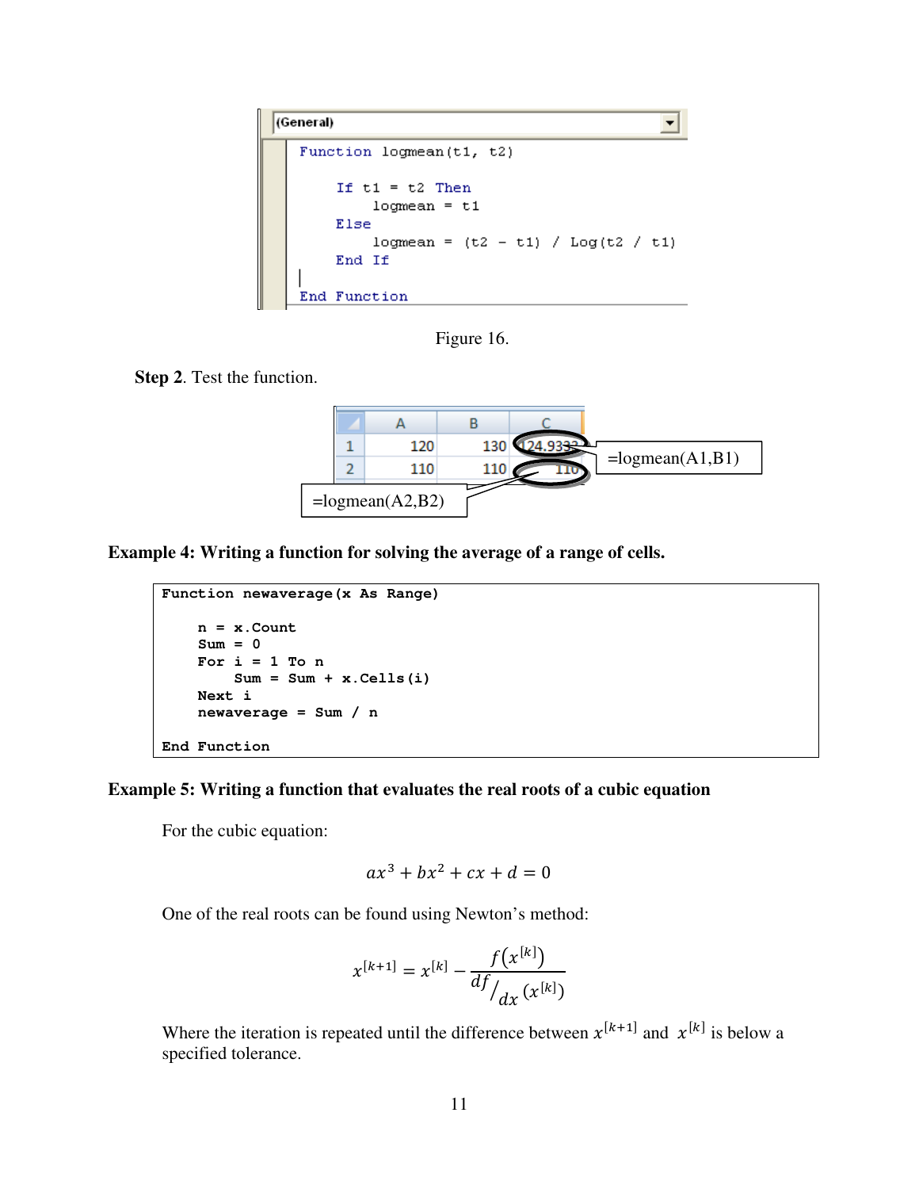```
(General)
Function logmean(t1, t2)

    If t1 = t2 Then
        logmean = t1
    Else
        logmean = (t2 - t1) / Log(t2 / t1)
    End If

End Function
```

Figure 16.

**Step 2**. Test the function.

| | A | B | C |
|---|---|---|---|
| 1 | 120 | 130 | 124.9333 |
| 2 | 110 | 110 | 110 |

=logmean(A1,B1)

=logmean(A2,B2)

**Example 4: Writing a function for solving the average of a range of cells.**

```
Function newaverage(x As Range)

    n = x.Count
    Sum = 0
    For i = 1 To n
        Sum = Sum + x.Cells(i)
    Next i
    newaverage = Sum / n

End Function
```

**Example 5: Writing a function that evaluates the real roots of a cubic equation**

For the cubic equation:

$$ax^3 + bx^2 + cx + d = 0$$

One of the real roots can be found using Newton's method:

$$x^{[k+1]} = x^{[k]} - \frac{f\left(x^{[k]}\right)}{{}^{df}\!/_{dx}\left(x^{[k]}\right)}$$

Where the iteration is repeated until the difference between $x^{[k+1]}$ and $x^{[k]}$ is below a specified tolerance.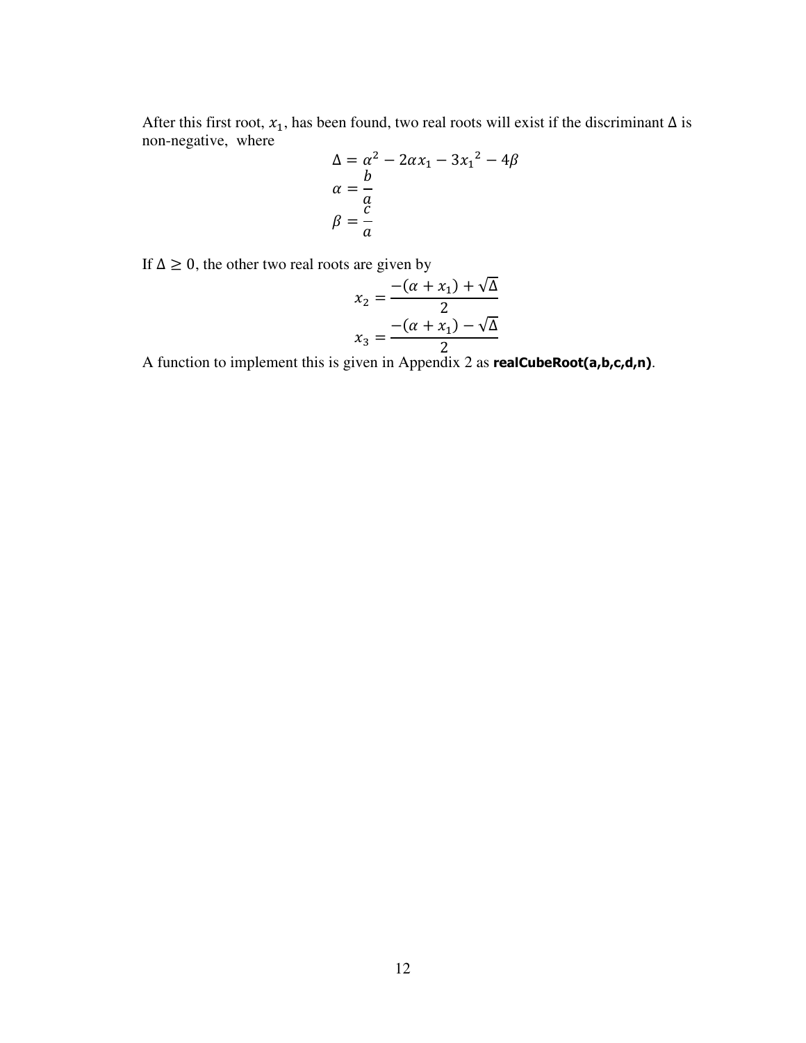After this first root, $x_1$, has been found, two real roots will exist if the discriminant $\Delta$ is non-negative, where

$$\Delta = \alpha^2 - 2\alpha x_1 - 3{x_1}^2 - 4\beta$$

$$\alpha = \frac{b}{a}$$

$$\beta = \frac{c}{a}$$

If $\Delta \geq 0$, the other two real roots are given by

$$x_2 = \frac{-(\alpha + x_1) + \sqrt{\Delta}}{2}$$

$$x_3 = \frac{-(\alpha + x_1) - \sqrt{\Delta}}{2}$$

A function to implement this is given in Appendix 2 as **realCubeRoot(a,b,c,d,n)**.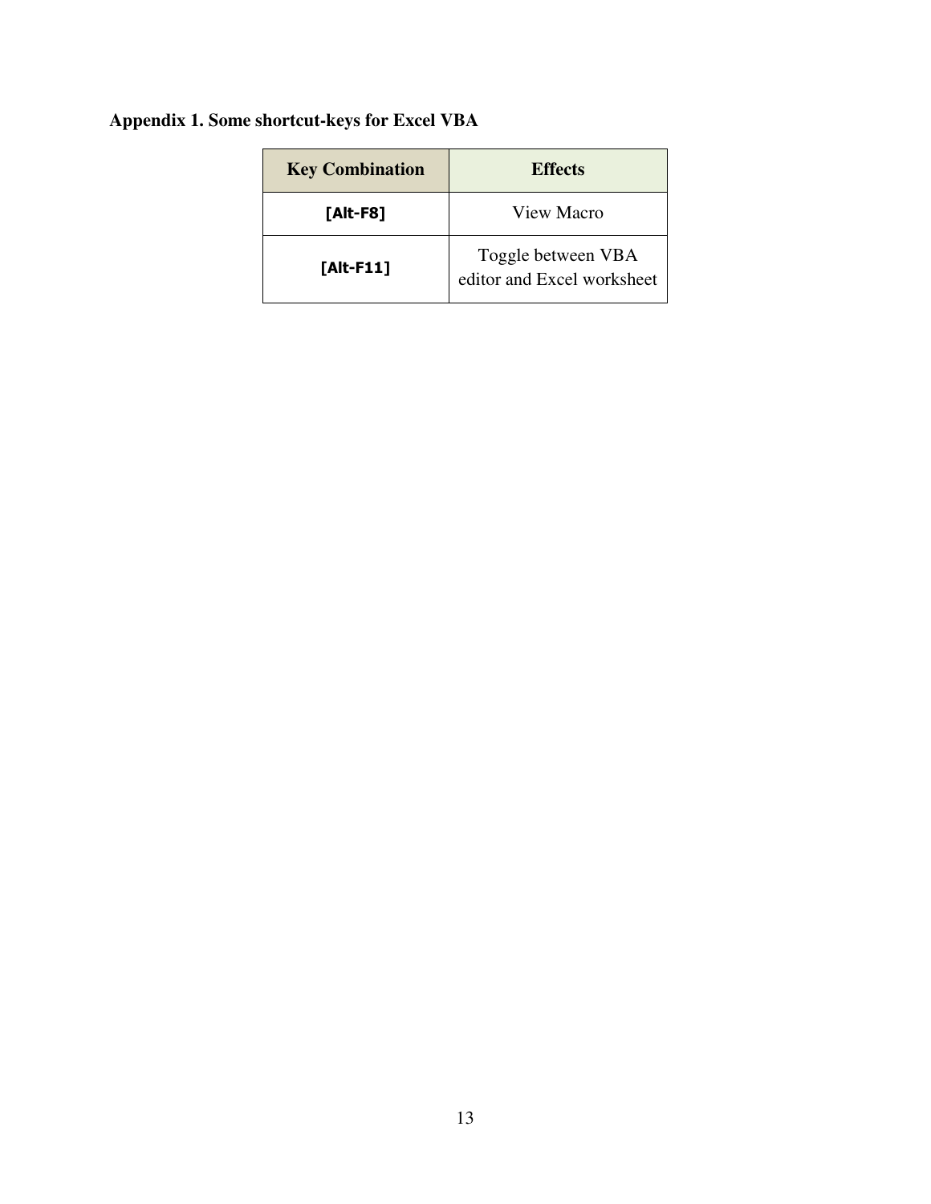**Appendix 1. Some shortcut-keys for Excel VBA**

| Key Combination | Effects |
|---|---|
| **[Alt-F8]** | View Macro |
| **[Alt-F11]** | Toggle between VBA editor and Excel worksheet |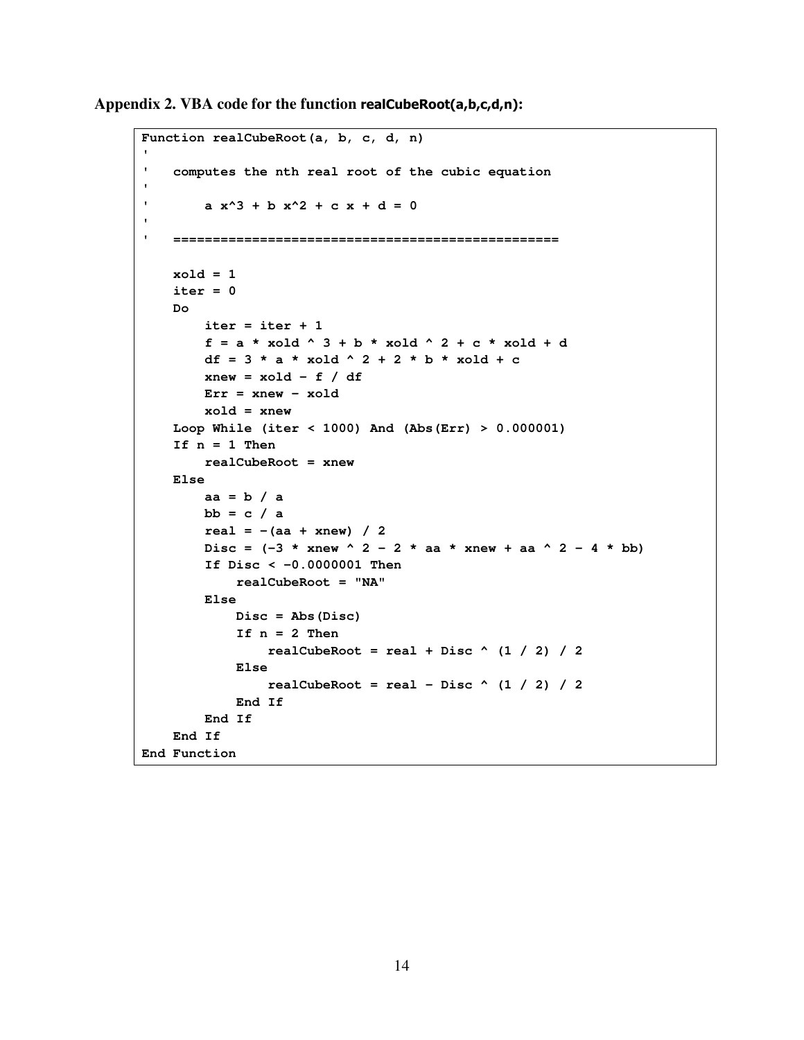**Appendix 2. VBA code for the function realCubeRoot(a,b,c,d,n):**

```
Function realCubeRoot(a, b, c, d, n)
'
'   computes the nth real root of the cubic equation
'
'       a x^3 + b x^2 + c x + d = 0
'
'   =================================================

    xold = 1
    iter = 0
    Do
        iter = iter + 1
        f = a * xold ^ 3 + b * xold ^ 2 + c * xold + d
        df = 3 * a * xold ^ 2 + 2 * b * xold + c
        xnew = xold - f / df
        Err = xnew - xold
        xold = xnew
    Loop While (iter < 1000) And (Abs(Err) > 0.000001)
    If n = 1 Then
        realCubeRoot = xnew
    Else
        aa = b / a
        bb = c / a
        real = -(aa + xnew) / 2
        Disc = (-3 * xnew ^ 2 - 2 * aa * xnew + aa ^ 2 - 4 * bb)
        If Disc < -0.0000001 Then
            realCubeRoot = "NA"
        Else
            Disc = Abs(Disc)
            If n = 2 Then
                realCubeRoot = real + Disc ^ (1 / 2) / 2
            Else
                realCubeRoot = real - Disc ^ (1 / 2) / 2
            End If
        End If
    End If
End Function
```